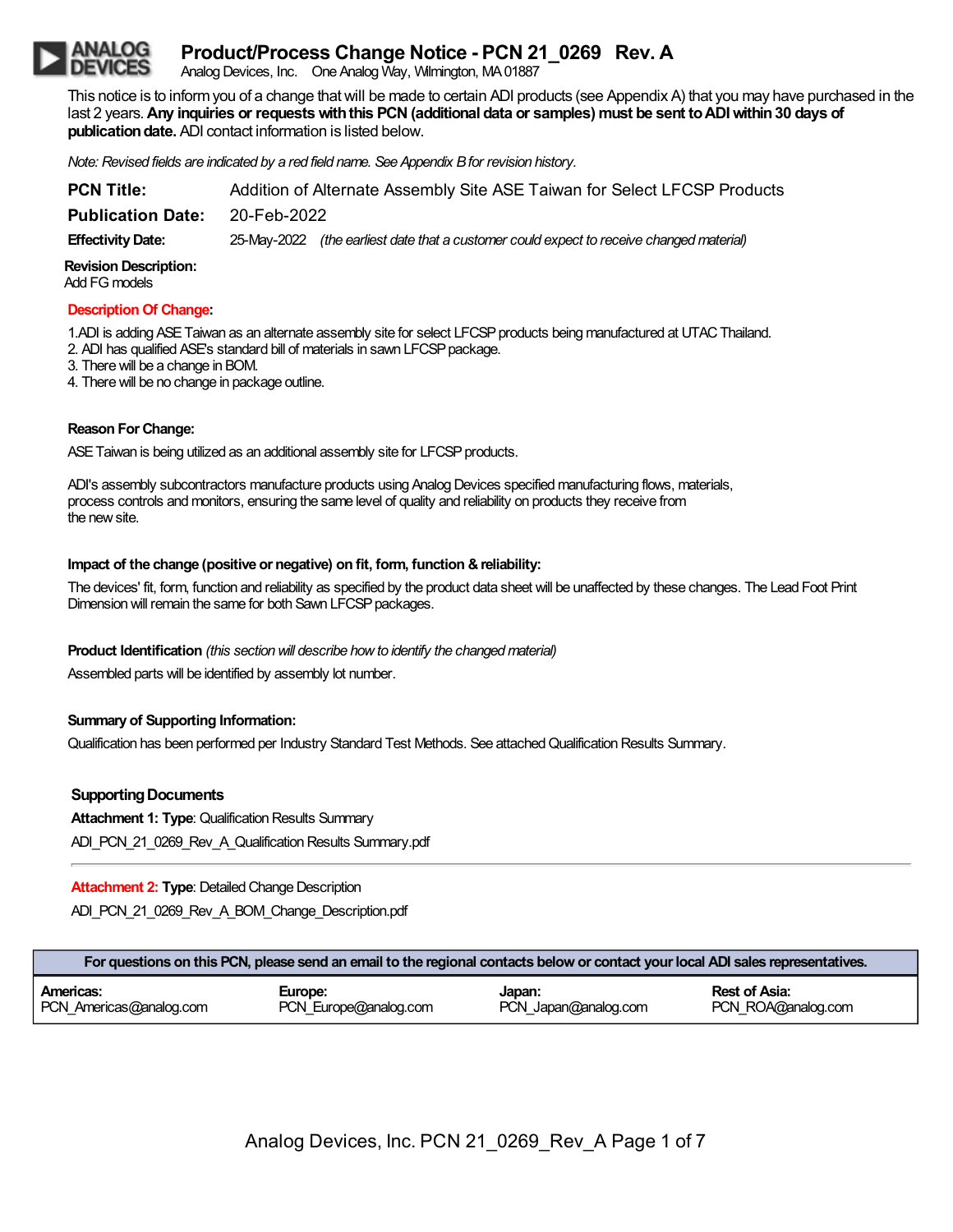ANALOG DEVICES

# Product/Process Change Notice - PCN 21_0269 Rev. A

Analog Devices, Inc. One Analog Way, Wilmington, MA 01887

This notice is to inform you of a change that will be made to certain ADI products (see Appendix A) that you may have purchased in the last 2 years. **Any inquiries or requests with this PCN (additional data or samples) must be sent to ADI within 30 days of publication date.** ADI contact information is listed below.

*Note: Revised fields are indicated by a red field name. See Appendix B for revision history.*

**PCN Title:** Addition of Alternate Assembly Site ASE Taiwan for Select LFCSP Products

**Publication Date:** 20-Feb-2022

**Effectivity Date:** 25-May-2022 *(the earliest date that a customer could expect to receive changed material)*

**Revision Description:**
Add FG models

**Description Of Change:**

1. ADI is adding ASE Taiwan as an alternate assembly site for select LFCSP products being manufactured at UTAC Thailand.
2. ADI has qualified ASE's standard bill of materials in sawn LFCSP package.
3. There will be a change in BOM.
4. There will be no change in package outline.

**Reason For Change:**

ASE Taiwan is being utilized as an additional assembly site for LFCSP products.

ADI's assembly subcontractors manufacture products using Analog Devices specified manufacturing flows, materials, process controls and monitors, ensuring the same level of quality and reliability on products they receive from the new site.

**Impact of the change (positive or negative) on fit, form, function & reliability:**

The devices' fit, form, function and reliability as specified by the product data sheet will be unaffected by these changes. The Lead Foot Print Dimension will remain the same for both Sawn LFCSP packages.

**Product Identification** *(this section will describe how to identify the changed material)*

Assembled parts will be identified by assembly lot number.

**Summary of Supporting Information:**

Qualification has been performed per Industry Standard Test Methods. See attached Qualification Results Summary.

**Supporting Documents**

**Attachment 1: Type**: Qualification Results Summary

ADI_PCN_21_0269_Rev_A_Qualification Results Summary.pdf

---

**Attachment 2: Type**: Detailed Change Description

ADI_PCN_21_0269_Rev_A_BOM_Change_Description.pdf

| For questions on this PCN, please send an email to the regional contacts below or contact your local ADI sales representatives. | | | |
|---|---|---|---|
| **Americas:** PCN_Americas@analog.com | **Europe:** PCN_Europe@analog.com | **Japan:** PCN_Japan@analog.com | **Rest of Asia:** PCN_ROA@analog.com |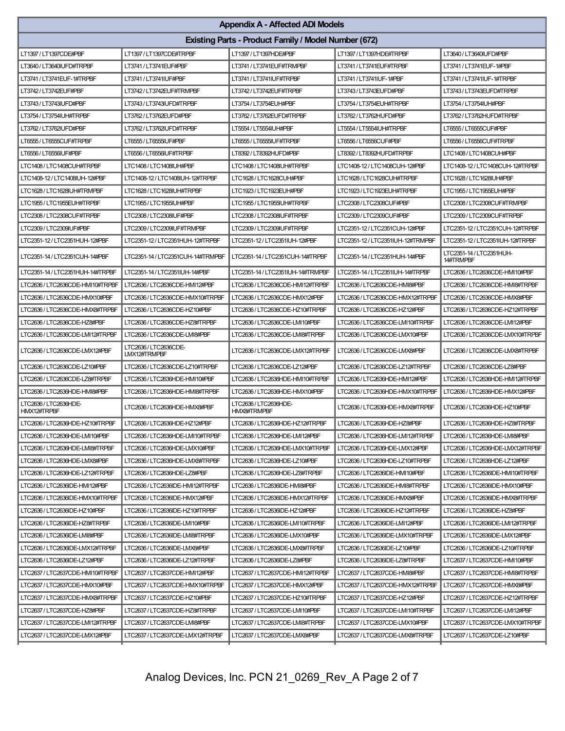| Appendix A - Affected ADI Models | | | | |
|---|---|---|---|---|
| **Existing Parts - Product Family / Model Number (672)** | | | | |
| LT1397 / LT1397CDE#PBF | LT1397 / LT1397CDE#TRPBF | LT1397 / LT1397HDE#PBF | LT1397 / LT1397HDE#TRPBF | LT3640 / LT3640IUFD#PBF |
| LT3640 / LT3640IUFD#TRPBF | LT3741 / LT3741EUF#PBF | LT3741 / LT3741EUF#TRMPBF | LT3741 / LT3741EUF#TRPBF | LT3741 / LT3741EUF-1#PBF |
| LT3741 / LT3741EUF-1#TRPBF | LT3741 / LT3741IUF#PBF | LT3741 / LT3741IUF#TRPBF | LT3741 / LT3741IUF-1#PBF | LT3741 / LT3741IUF-1#TRPBF |
| LT3742 / LT3742EUF#PBF | LT3742 / LT3742EUF#TRMPBF | LT3742 / LT3742EUF#TRPBF | LT3743 / LT3743EUFD#PBF | LT3743 / LT3743EUFD#TRPBF |
| LT3743 / LT3743IUFD#PBF | LT3743 / LT3743IUFD#TRPBF | LT3754 / LT3754EUH#PBF | LT3754 / LT3754EUH#TRPBF | LT3754 / LT3754IUH#PBF |
| LT3754 / LT3754IUH#TRPBF | LT3762 / LT3762EUFD#PBF | LT3762 / LT3762EUFD#TRPBF | LT3762 / LT3762HUFD#PBF | LT3762 / LT3762HUFD#TRPBF |
| LT3762 / LT3762IUFD#PBF | LT3762 / LT3762IUFD#TRPBF | LT5554 / LT5554IUH#PBF | LT5554 / LT5554IUH#TRPBF | LT6555 / LT6555CUF#PBF |
| LT6555 / LT6555CUF#TRPBF | LT6555 / LT6555IUF#PBF | LT6555 / LT6555IUF#TRPBF | LT6556 / LT6556CUF#PBF | LT6556 / LT6556CUF#TRPBF |
| LT6556 / LT6556IUF#PBF | LT6556 / LT6556IUF#TRPBF | LT8392 / LT8392HUFD#PBF | LT8392 / LT8392HUFD#TRPBF | LTC1408 / LTC1408CUH#PBF |
| LTC1408 / LTC1408CUH#TRPBF | LTC1408 / LTC1408IUH#PBF | LTC1408 / LTC1408IUH#TRPBF | LTC1408-12 / LTC1408CUH-12#PBF | LTC1408-12 / LTC1408CUH-12#TRPBF |
| LTC1408-12 / LTC1408IUH-12#PBF | LTC1408-12 / LTC1408IUH-12#TRPBF | LTC1628 / LTC1628CUH#PBF | LTC1628 / LTC1628CUH#TRPBF | LTC1628 / LTC1628IUH#PBF |
| LTC1628 / LTC1628IUH#TRMPBF | LTC1628 / LTC1628IUH#TRPBF | LTC1923 / LTC1923EUH#PBF | LTC1923 / LTC1923EUH#TRPBF | LTC1955 / LTC1955EUH#PBF |
| LTC1955 / LTC1955EUH#TRPBF | LTC1955 / LTC1955IUH#PBF | LTC1955 / LTC1955IUH#TRPBF | LTC2308 / LTC2308CUF#PBF | LTC2308 / LTC2308CUF#TRMPBF |
| LTC2308 / LTC2308CUF#TRPBF | LTC2308 / LTC2308IUF#PBF | LTC2308 / LTC2308IUF#TRPBF | LTC2309 / LTC2309CUF#PBF | LTC2309 / LTC2309CUF#TRPBF |
| LTC2309 / LTC2309IUF#PBF | LTC2309 / LTC2309IUF#TRMPBF | LTC2309 / LTC2309IUF#TRPBF | LTC2351-12 / LTC2351CUH-12#PBF | LTC2351-12 / LTC2351CUH-12#TRPBF |
| LTC2351-12 / LTC2351HUH-12#PBF | LTC2351-12 / LTC2351HUH-12#TRPBF | LTC2351-12 / LTC2351IUH-12#PBF | LTC2351-12 / LTC2351IUH-12#TRMPBF | LTC2351-12 / LTC2351IUH-12#TRPBF |
| LTC2351-14 / LTC2351CUH-14#PBF | LTC2351-14 / LTC2351CUH-14#TRMPBF | LTC2351-14 / LTC2351CUH-14#TRPBF | LTC2351-14 / LTC2351HUH-14#PBF | LTC2351-14 / LTC2351HUH-14#TRMPBF |
| LTC2351-14 / LTC2351HUH-14#TRPBF | LTC2351-14 / LTC2351IUH-14#PBF | LTC2351-14 / LTC2351IUH-14#TRMPBF | LTC2351-14 / LTC2351IUH-14#TRPBF | LTC2636 / LTC2636CDE-HMI10#PBF |
| LTC2636 / LTC2636CDE-HMI10#TRPBF | LTC2636 / LTC2636CDE-HMI12#PBF | LTC2636 / LTC2636CDE-HMI12#TRPBF | LTC2636 / LTC2636CDE-HMI8#PBF | LTC2636 / LTC2636CDE-HMI8#TRPBF |
| LTC2636 / LTC2636CDE-HMX10#PBF | LTC2636 / LTC2636CDE-HMX10#TRPBF | LTC2636 / LTC2636CDE-HMX12#PBF | LTC2636 / LTC2636CDE-HMX12#TRPBF | LTC2636 / LTC2636CDE-HMX8#PBF |
| LTC2636 / LTC2636CDE-HMX8#TRPBF | LTC2636 / LTC2636CDE-HZ10#PBF | LTC2636 / LTC2636CDE-HZ10#TRPBF | LTC2636 / LTC2636CDE-HZ12#PBF | LTC2636 / LTC2636CDE-HZ12#TRPBF |
| LTC2636 / LTC2636CDE-HZ8#PBF | LTC2636 / LTC2636CDE-HZ8#TRPBF | LTC2636 / LTC2636CDE-LMI10#PBF | LTC2636 / LTC2636CDE-LMI10#TRPBF | LTC2636 / LTC2636CDE-LMI12#PBF |
| LTC2636 / LTC2636CDE-LMI12#TRPBF | LTC2636 / LTC2636CDE-LMI8#PBF | LTC2636 / LTC2636CDE-LMI8#TRPBF | LTC2636 / LTC2636CDE-LMX10#PBF | LTC2636 / LTC2636CDE-LMX10#TRPBF |
| LTC2636 / LTC2636CDE-LMX12#PBF | LTC2636 / LTC2636CDE-LMX12#TRMPBF | LTC2636 / LTC2636CDE-LMX12#TRPBF | LTC2636 / LTC2636CDE-LMX8#PBF | LTC2636 / LTC2636CDE-LMX8#TRPBF |
| LTC2636 / LTC2636CDE-LZ10#PBF | LTC2636 / LTC2636CDE-LZ10#TRPBF | LTC2636 / LTC2636CDE-LZ12#PBF | LTC2636 / LTC2636CDE-LZ12#TRPBF | LTC2636 / LTC2636CDE-LZ8#PBF |
| LTC2636 / LTC2636CDE-LZ8#TRPBF | LTC2636 / LTC2636HDE-HMI10#PBF | LTC2636 / LTC2636HDE-HMI10#TRPBF | LTC2636 / LTC2636HDE-HMI12#PBF | LTC2636 / LTC2636HDE-HMI12#TRPBF |
| LTC2636 / LTC2636HDE-HMI8#PBF | LTC2636 / LTC2636HDE-HMI8#TRPBF | LTC2636 / LTC2636HDE-HMX10#PBF | LTC2636 / LTC2636HDE-HMX10#TRPBF | LTC2636 / LTC2636HDE-HMX12#PBF |
| LTC2636 / LTC2636HDE-HMX12#TRPBF | LTC2636 / LTC2636HDE-HMX8#PBF | LTC2636 / LTC2636HDE-HMX8#TRMPBF | LTC2636 / LTC2636HDE-HMX8#TRPBF | LTC2636 / LTC2636HDE-HZ10#PBF |
| LTC2636 / LTC2636HDE-HZ10#TRPBF | LTC2636 / LTC2636HDE-HZ12#PBF | LTC2636 / LTC2636HDE-HZ12#TRPBF | LTC2636 / LTC2636HDE-HZ8#PBF | LTC2636 / LTC2636HDE-HZ8#TRPBF |
| LTC2636 / LTC2636HDE-LMI10#PBF | LTC2636 / LTC2636HDE-LMI10#TRPBF | LTC2636 / LTC2636HDE-LMI12#PBF | LTC2636 / LTC2636HDE-LMI12#TRPBF | LTC2636 / LTC2636HDE-LMI8#PBF |
| LTC2636 / LTC2636HDE-LMI8#TRPBF | LTC2636 / LTC2636HDE-LMX10#PBF | LTC2636 / LTC2636HDE-LMX10#TRPBF | LTC2636 / LTC2636HDE-LMX12#PBF | LTC2636 / LTC2636HDE-LMX12#TRPBF |
| LTC2636 / LTC2636HDE-LMX8#PBF | LTC2636 / LTC2636HDE-LMX8#TRPBF | LTC2636 / LTC2636HDE-LZ10#PBF | LTC2636 / LTC2636HDE-LZ10#TRPBF | LTC2636 / LTC2636HDE-LZ12#PBF |
| LTC2636 / LTC2636HDE-LZ12#TRPBF | LTC2636 / LTC2636HDE-LZ8#PBF | LTC2636 / LTC2636HDE-LZ8#TRPBF | LTC2636 / LTC2636IDE-HMI10#PBF | LTC2636 / LTC2636IDE-HMI10#TRPBF |
| LTC2636 / LTC2636IDE-HMI12#PBF | LTC2636 / LTC2636IDE-HMI12#TRPBF | LTC2636 / LTC2636IDE-HMI8#PBF | LTC2636 / LTC2636IDE-HMI8#TRPBF | LTC2636 / LTC2636IDE-HMX10#PBF |
| LTC2636 / LTC2636IDE-HMX10#TRPBF | LTC2636 / LTC2636IDE-HMX12#PBF | LTC2636 / LTC2636IDE-HMX12#TRPBF | LTC2636 / LTC2636IDE-HMX8#PBF | LTC2636 / LTC2636IDE-HMX8#TRPBF |
| LTC2636 / LTC2636IDE-HZ10#PBF | LTC2636 / LTC2636IDE-HZ10#TRPBF | LTC2636 / LTC2636IDE-HZ12#PBF | LTC2636 / LTC2636IDE-HZ12#TRPBF | LTC2636 / LTC2636IDE-HZ8#PBF |
| LTC2636 / LTC2636IDE-HZ8#TRPBF | LTC2636 / LTC2636IDE-LMI10#PBF | LTC2636 / LTC2636IDE-LMI10#TRPBF | LTC2636 / LTC2636IDE-LMI12#PBF | LTC2636 / LTC2636IDE-LMI12#TRPBF |
| LTC2636 / LTC2636IDE-LMI8#PBF | LTC2636 / LTC2636IDE-LMI8#TRPBF | LTC2636 / LTC2636IDE-LMX10#PBF | LTC2636 / LTC2636IDE-LMX10#TRPBF | LTC2636 / LTC2636IDE-LMX12#PBF |
| LTC2636 / LTC2636IDE-LMX12#TRPBF | LTC2636 / LTC2636IDE-LMX8#PBF | LTC2636 / LTC2636IDE-LMX8#TRPBF | LTC2636 / LTC2636IDE-LZ10#PBF | LTC2636 / LTC2636IDE-LZ10#TRPBF |
| LTC2636 / LTC2636IDE-LZ12#PBF | LTC2636 / LTC2636IDE-LZ12#TRPBF | LTC2636 / LTC2636IDE-LZ8#PBF | LTC2636 / LTC2636IDE-LZ8#TRPBF | LTC2637 / LTC2637CDE-HMI10#PBF |
| LTC2637 / LTC2637CDE-HMI10#TRPBF | LTC2637 / LTC2637CDE-HMI12#PBF | LTC2637 / LTC2637CDE-HMI12#TRPBF | LTC2637 / LTC2637CDE-HMI8#PBF | LTC2637 / LTC2637CDE-HMI8#TRPBF |
| LTC2637 / LTC2637CDE-HMX10#PBF | LTC2637 / LTC2637CDE-HMX10#TRPBF | LTC2637 / LTC2637CDE-HMX12#PBF | LTC2637 / LTC2637CDE-HMX12#TRPBF | LTC2637 / LTC2637CDE-HMX8#PBF |
| LTC2637 / LTC2637CDE-HMX8#TRPBF | LTC2637 / LTC2637CDE-HZ10#PBF | LTC2637 / LTC2637CDE-HZ10#TRPBF | LTC2637 / LTC2637CDE-HZ12#PBF | LTC2637 / LTC2637CDE-HZ12#TRPBF |
| LTC2637 / LTC2637CDE-HZ8#PBF | LTC2637 / LTC2637CDE-HZ8#TRPBF | LTC2637 / LTC2637CDE-LMI10#PBF | LTC2637 / LTC2637CDE-LMI10#TRPBF | LTC2637 / LTC2637CDE-LMI12#PBF |
| LTC2637 / LTC2637CDE-LMI12#TRPBF | LTC2637 / LTC2637CDE-LMI8#PBF | LTC2637 / LTC2637CDE-LMI8#TRPBF | LTC2637 / LTC2637CDE-LMX10#PBF | LTC2637 / LTC2637CDE-LMX10#TRPBF |
| LTC2637 / LTC2637CDE-LMX12#PBF | LTC2637 / LTC2637CDE-LMX12#TRPBF | LTC2637 / LTC2637CDE-LMX8#PBF | LTC2637 / LTC2637CDE-LMX8#TRPBF | LTC2637 / LTC2637CDE-LZ10#PBF |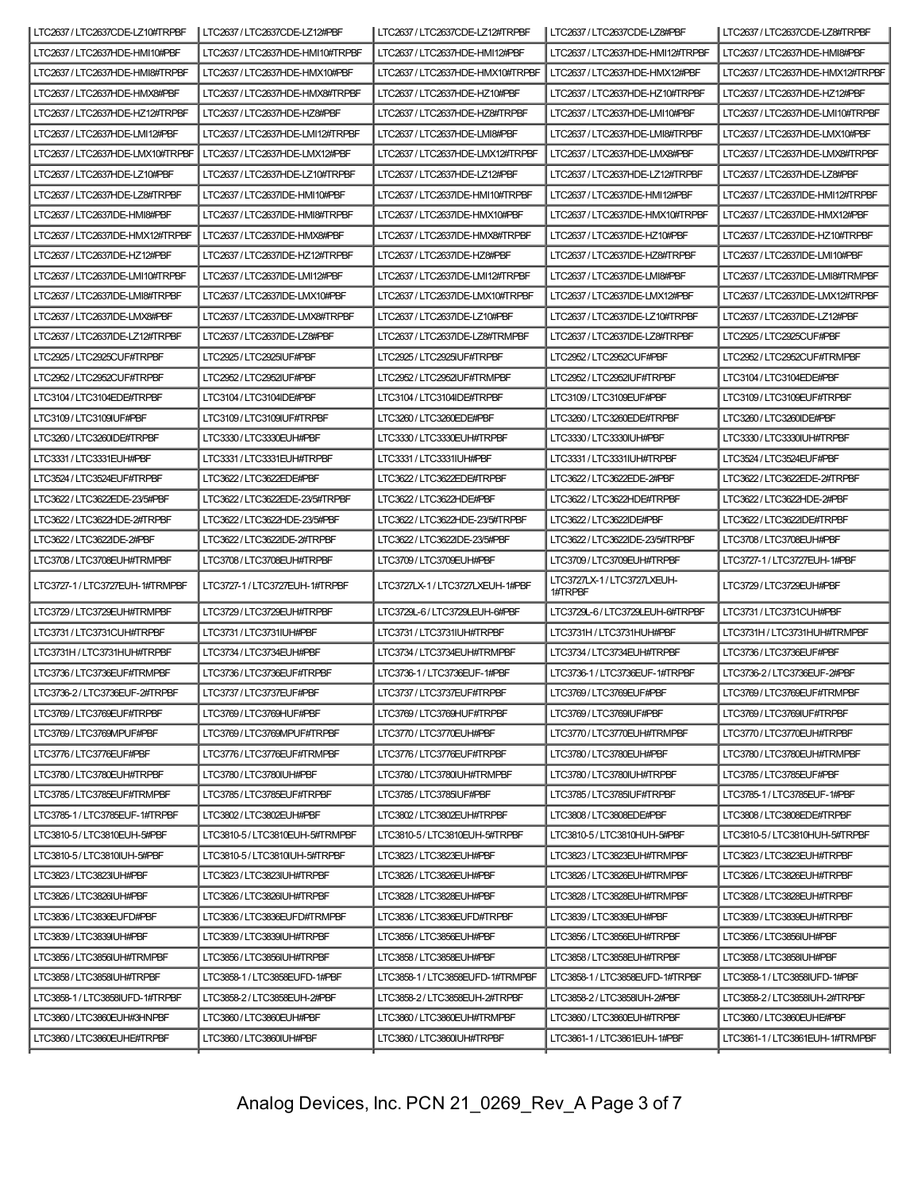| LTC2637 / LTC2637CDE-LZ10#TRPBF | LTC2637 / LTC2637CDE-LZ12#PBF | LTC2637 / LTC2637CDE-LZ12#TRPBF | LTC2637 / LTC2637CDE-LZ8#PBF | LTC2637 / LTC2637CDE-LZ8#TRPBF |
|---|---|---|---|---|
| LTC2637 / LTC2637HDE-HMI10#PBF | LTC2637 / LTC2637HDE-HMI10#TRPBF | LTC2637 / LTC2637HDE-HMI12#PBF | LTC2637 / LTC2637HDE-HMI12#TRPBF | LTC2637 / LTC2637HDE-HMI8#PBF |
| LTC2637 / LTC2637HDE-HMI8#TRPBF | LTC2637 / LTC2637HDE-HMX10#PBF | LTC2637 / LTC2637HDE-HMX10#TRPBF | LTC2637 / LTC2637HDE-HMX12#PBF | LTC2637 / LTC2637HDE-HMX12#TRPBF |
| LTC2637 / LTC2637HDE-HMX8#PBF | LTC2637 / LTC2637HDE-HMX8#TRPBF | LTC2637 / LTC2637HDE-HZ10#PBF | LTC2637 / LTC2637HDE-HZ10#TRPBF | LTC2637 / LTC2637HDE-HZ12#PBF |
| LTC2637 / LTC2637HDE-HZ12#TRPBF | LTC2637 / LTC2637HDE-HZ8#PBF | LTC2637 / LTC2637HDE-HZ8#TRPBF | LTC2637 / LTC2637HDE-LMI10#PBF | LTC2637 / LTC2637HDE-LMI10#TRPBF |
| LTC2637 / LTC2637HDE-LMI12#PBF | LTC2637 / LTC2637HDE-LMI12#TRPBF | LTC2637 / LTC2637HDE-LMI8#PBF | LTC2637 / LTC2637HDE-LMI8#TRPBF | LTC2637 / LTC2637HDE-LMX10#PBF |
| LTC2637 / LTC2637HDE-LMX10#TRPBF | LTC2637 / LTC2637HDE-LMX12#PBF | LTC2637 / LTC2637HDE-LMX12#TRPBF | LTC2637 / LTC2637HDE-LMX8#PBF | LTC2637 / LTC2637HDE-LMX8#TRPBF |
| LTC2637 / LTC2637HDE-LZ10#PBF | LTC2637 / LTC2637HDE-LZ10#TRPBF | LTC2637 / LTC2637HDE-LZ12#PBF | LTC2637 / LTC2637HDE-LZ12#TRPBF | LTC2637 / LTC2637HDE-LZ8#PBF |
| LTC2637 / LTC2637HDE-LZ8#TRPBF | LTC2637 / LTC2637IDE-HMI10#PBF | LTC2637 / LTC2637IDE-HMI10#TRPBF | LTC2637 / LTC2637IDE-HMI12#PBF | LTC2637 / LTC2637IDE-HMI12#TRPBF |
| LTC2637 / LTC2637IDE-HMI8#PBF | LTC2637 / LTC2637IDE-HMI8#TRPBF | LTC2637 / LTC2637IDE-HMX10#PBF | LTC2637 / LTC2637IDE-HMX10#TRPBF | LTC2637 / LTC2637IDE-HMX12#PBF |
| LTC2637 / LTC2637IDE-HMX12#TRPBF | LTC2637 / LTC2637IDE-HMX8#PBF | LTC2637 / LTC2637IDE-HMX8#TRPBF | LTC2637 / LTC2637IDE-HZ10#PBF | LTC2637 / LTC2637IDE-HZ10#TRPBF |
| LTC2637 / LTC2637IDE-HZ12#PBF | LTC2637 / LTC2637IDE-HZ12#TRPBF | LTC2637 / LTC2637IDE-HZ8#PBF | LTC2637 / LTC2637IDE-HZ8#TRPBF | LTC2637 / LTC2637IDE-LMI10#PBF |
| LTC2637 / LTC2637IDE-LMI10#TRPBF | LTC2637 / LTC2637IDE-LMI12#PBF | LTC2637 / LTC2637IDE-LMI12#TRPBF | LTC2637 / LTC2637IDE-LMI8#PBF | LTC2637 / LTC2637IDE-LMI8#TRMPBF |
| LTC2637 / LTC2637IDE-LMI8#TRPBF | LTC2637 / LTC2637IDE-LMX10#PBF | LTC2637 / LTC2637IDE-LMX10#TRPBF | LTC2637 / LTC2637IDE-LMX12#PBF | LTC2637 / LTC2637IDE-LMX12#TRPBF |
| LTC2637 / LTC2637IDE-LMX8#PBF | LTC2637 / LTC2637IDE-LMX8#TRPBF | LTC2637 / LTC2637IDE-LZ10#PBF | LTC2637 / LTC2637IDE-LZ10#TRPBF | LTC2637 / LTC2637IDE-LZ12#PBF |
| LTC2637 / LTC2637IDE-LZ12#TRPBF | LTC2637 / LTC2637IDE-LZ8#PBF | LTC2637 / LTC2637IDE-LZ8#TRMPBF | LTC2637 / LTC2637IDE-LZ8#TRPBF | LTC2925 / LTC2925CUF#PBF |
| LTC2925 / LTC2925CUF#TRPBF | LTC2925 / LTC2925IUF#PBF | LTC2925 / LTC2925IUF#TRPBF | LTC2952 / LTC2952CUF#PBF | LTC2952 / LTC2952CUF#TRMPBF |
| LTC2952 / LTC2952CUF#TRPBF | LTC2952 / LTC2952IUF#PBF | LTC2952 / LTC2952IUF#TRMPBF | LTC2952 / LTC2952IUF#TRPBF | LTC3104 / LTC3104EDE#PBF |
| LTC3104 / LTC3104EDE#TRPBF | LTC3104 / LTC3104IDE#PBF | LTC3104 / LTC3104IDE#TRPBF | LTC3109 / LTC3109EUF#PBF | LTC3109 / LTC3109EUF#TRPBF |
| LTC3109 / LTC3109IUF#PBF | LTC3109 / LTC3109IUF#TRPBF | LTC3260 / LTC3260EDE#PBF | LTC3260 / LTC3260EDE#TRPBF | LTC3260 / LTC3260IDE#PBF |
| LTC3260 / LTC3260IDE#TRPBF | LTC3330 / LTC3330EUH#PBF | LTC3330 / LTC3330EUH#TRPBF | LTC3330 / LTC3330IUH#PBF | LTC3330 / LTC3330IUH#TRPBF |
| LTC3331 / LTC3331EUH#PBF | LTC3331 / LTC3331EUH#TRPBF | LTC3331 / LTC3331IUH#PBF | LTC3331 / LTC3331IUH#TRPBF | LTC3524 / LTC3524EUF#PBF |
| LTC3524 / LTC3524EUF#TRPBF | LTC3622 / LTC3622EDE#PBF | LTC3622 / LTC3622EDE#TRPBF | LTC3622 / LTC3622EDE-2#PBF | LTC3622 / LTC3622EDE-2#TRPBF |
| LTC3622 / LTC3622EDE-23/5#PBF | LTC3622 / LTC3622EDE-23/5#TRPBF | LTC3622 / LTC3622HDE#PBF | LTC3622 / LTC3622HDE#TRPBF | LTC3622 / LTC3622HDE-2#PBF |
| LTC3622 / LTC3622HDE-2#TRPBF | LTC3622 / LTC3622HDE-23/5#PBF | LTC3622 / LTC3622HDE-23/5#TRPBF | LTC3622 / LTC3622IDE#PBF | LTC3622 / LTC3622IDE#TRPBF |
| LTC3622 / LTC3622IDE-2#PBF | LTC3622 / LTC3622IDE-2#TRPBF | LTC3622 / LTC3622IDE-23/5#PBF | LTC3622 / LTC3622IDE-23/5#TRPBF | LTC3708 / LTC3708EUH#PBF |
| LTC3708 / LTC3708EUH#TRMPBF | LTC3708 / LTC3708EUH#TRPBF | LTC3709 / LTC3709EUH#PBF | LTC3709 / LTC3709EUH#TRPBF | LTC3727-1 / LTC3727EUH-1#PBF |
| LTC3727-1 / LTC3727EUH-1#TRMPBF | LTC3727-1 / LTC3727EUH-1#TRPBF | LTC3727LX-1 / LTC3727LXEUH-1#PBF | LTC3727LX-1 / LTC3727LXEUH-1#TRPBF | LTC3729 / LTC3729EUH#PBF |
| LTC3729 / LTC3729EUH#TRMPBF | LTC3729 / LTC3729EUH#TRPBF | LTC3729L-6 / LTC3729LEUH-6#PBF | LTC3729L-6 / LTC3729LEUH-6#TRPBF | LTC3731 / LTC3731CUH#PBF |
| LTC3731 / LTC3731CUH#TRPBF | LTC3731 / LTC3731IUH#PBF | LTC3731 / LTC3731IUH#TRPBF | LTC3731H / LTC3731HUH#PBF | LTC3731H / LTC3731HUH#TRMPBF |
| LTC3731H / LTC3731HUH#TRPBF | LTC3734 / LTC3734EUH#PBF | LTC3734 / LTC3734EUH#TRMPBF | LTC3734 / LTC3734EUH#TRPBF | LTC3736 / LTC3736EUF#PBF |
| LTC3736 / LTC3736EUF#TRMPBF | LTC3736 / LTC3736EUF#TRPBF | LTC3736-1 / LTC3736EUF-1#PBF | LTC3736-1 / LTC3736EUF-1#TRPBF | LTC3736-2 / LTC3736EUF-2#PBF |
| LTC3736-2 / LTC3736EUF-2#TRPBF | LTC3737 / LTC3737EUF#PBF | LTC3737 / LTC3737EUF#TRPBF | LTC3769 / LTC3769EUF#PBF | LTC3769 / LTC3769EUF#TRMPBF |
| LTC3769 / LTC3769EUF#TRPBF | LTC3769 / LTC3769HUF#PBF | LTC3769 / LTC3769HUF#TRPBF | LTC3769 / LTC3769IUF#PBF | LTC3769 / LTC3769IUF#TRPBF |
| LTC3769 / LTC3769MPUF#PBF | LTC3769 / LTC3769MPUF#TRPBF | LTC3770 / LTC3770EUH#PBF | LTC3770 / LTC3770EUH#TRMPBF | LTC3770 / LTC3770EUH#TRPBF |
| LTC3776 / LTC3776EUF#PBF | LTC3776 / LTC3776EUF#TRMPBF | LTC3776 / LTC3776EUF#TRPBF | LTC3780 / LTC3780EUH#PBF | LTC3780 / LTC3780EUH#TRMPBF |
| LTC3780 / LTC3780EUH#TRPBF | LTC3780 / LTC3780IUH#PBF | LTC3780 / LTC3780IUH#TRMPBF | LTC3780 / LTC3780IUH#TRPBF | LTC3785 / LTC3785EUF#PBF |
| LTC3785 / LTC3785EUF#TRMPBF | LTC3785 / LTC3785EUF#TRPBF | LTC3785 / LTC3785IUF#PBF | LTC3785 / LTC3785IUF#TRPBF | LTC3785-1 / LTC3785EUF-1#PBF |
| LTC3785-1 / LTC3785EUF-1#TRPBF | LTC3802 / LTC3802EUH#PBF | LTC3802 / LTC3802EUH#TRPBF | LTC3808 / LTC3808EDE#PBF | LTC3808 / LTC3808EDE#TRPBF |
| LTC3810-5 / LTC3810EUH-5#PBF | LTC3810-5 / LTC3810EUH-5#TRMPBF | LTC3810-5 / LTC3810EUH-5#TRPBF | LTC3810-5 / LTC3810HUH-5#PBF | LTC3810-5 / LTC3810HUH-5#TRPBF |
| LTC3810-5 / LTC3810IUH-5#PBF | LTC3810-5 / LTC3810IUH-5#TRPBF | LTC3823 / LTC3823EUH#PBF | LTC3823 / LTC3823EUH#TRMPBF | LTC3823 / LTC3823EUH#TRPBF |
| LTC3823 / LTC3823IUH#PBF | LTC3823 / LTC3823IUH#TRPBF | LTC3826 / LTC3826EUH#PBF | LTC3826 / LTC3826EUH#TRMPBF | LTC3826 / LTC3826EUH#TRPBF |
| LTC3826 / LTC3826IUH#PBF | LTC3826 / LTC3826IUH#TRPBF | LTC3828 / LTC3828EUH#PBF | LTC3828 / LTC3828EUH#TRMPBF | LTC3828 / LTC3828EUH#TRPBF |
| LTC3836 / LTC3836EUFD#PBF | LTC3836 / LTC3836EUFD#TRMPBF | LTC3836 / LTC3836EUFD#TRPBF | LTC3839 / LTC3839EUH#PBF | LTC3839 / LTC3839EUH#TRPBF |
| LTC3839 / LTC3839IUH#PBF | LTC3839 / LTC3839IUH#TRPBF | LTC3856 / LTC3856EUH#PBF | LTC3856 / LTC3856EUH#TRPBF | LTC3856 / LTC3856IUH#PBF |
| LTC3856 / LTC3856IUH#TRMPBF | LTC3856 / LTC3856IUH#TRPBF | LTC3858 / LTC3858EUH#PBF | LTC3858 / LTC3858EUH#TRPBF | LTC3858 / LTC3858IUH#PBF |
| LTC3858 / LTC3858IUH#TRPBF | LTC3858-1 / LTC3858EUFD-1#PBF | LTC3858-1 / LTC3858EUFD-1#TRMPBF | LTC3858-1 / LTC3858EUFD-1#TRPBF | LTC3858-1 / LTC3858IUFD-1#PBF |
| LTC3858-1 / LTC3858IUFD-1#TRPBF | LTC3858-2 / LTC3858EUH-2#PBF | LTC3858-2 / LTC3858EUH-2#TRPBF | LTC3858-2 / LTC3858IUH-2#PBF | LTC3858-2 / LTC3858IUH-2#TRPBF |
| LTC3860 / LTC3860EUH#3HNPBF | LTC3860 / LTC3860EUH#PBF | LTC3860 / LTC3860EUH#TRMPBF | LTC3860 / LTC3860EUH#TRPBF | LTC3860 / LTC3860EUHE#PBF |
| LTC3860 / LTC3860EUHE#TRPBF | LTC3860 / LTC3860IUH#PBF | LTC3860 / LTC3860IUH#TRPBF | LTC3861-1 / LTC3861EUH-1#PBF | LTC3861-1 / LTC3861EUH-1#TRMPBF |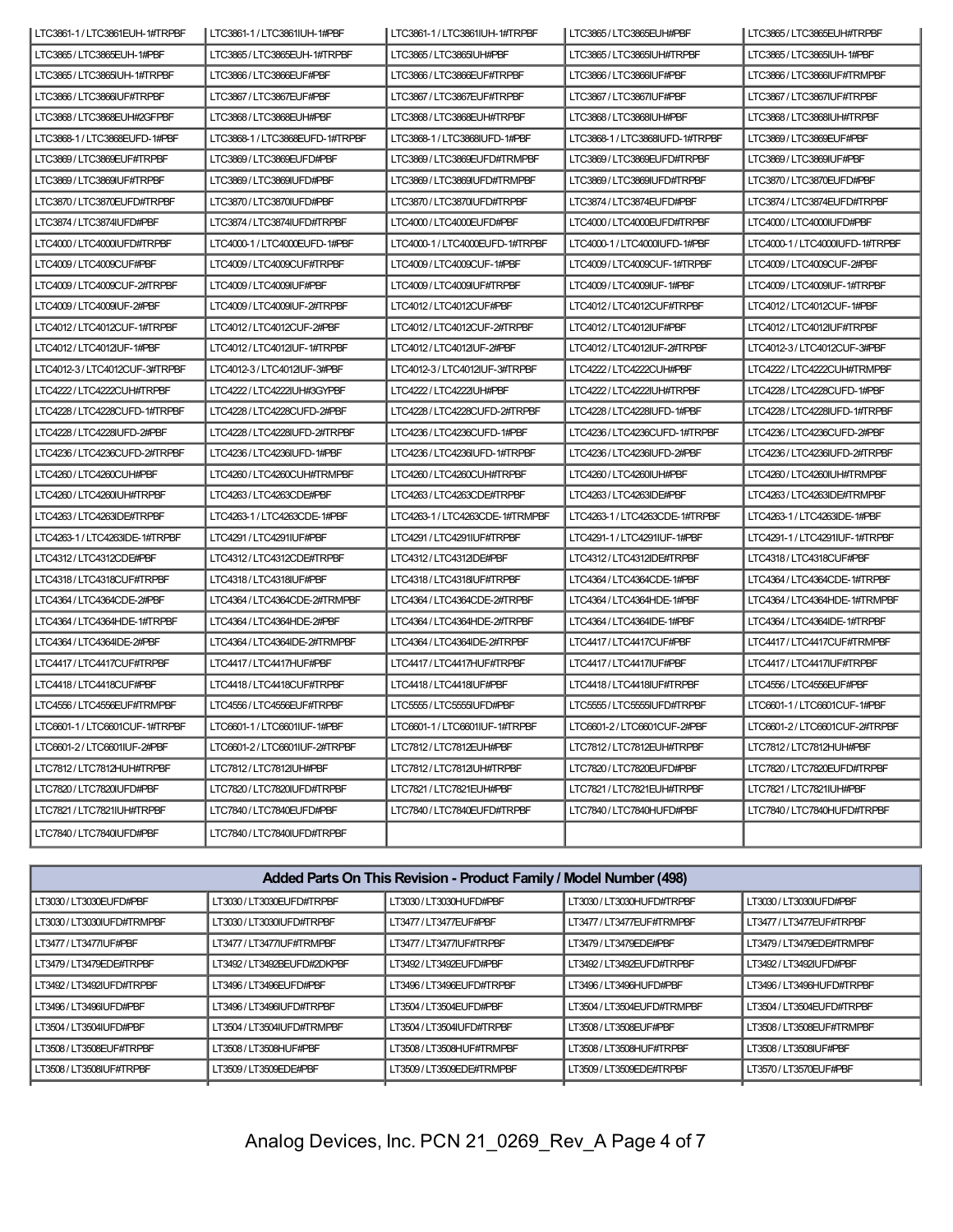| | | | | |
|---|---|---|---|---|
| LTC3861-1 / LTC3861EUH-1#TRPBF | LTC3861-1 / LTC3861IUH-1#PBF | LTC3861-1 / LTC3861IUH-1#TRPBF | LTC3865 / LTC3865EUH#PBF | LTC3865 / LTC3865EUH#TRPBF |
| LTC3865 / LTC3865EUH-1#PBF | LTC3865 / LTC3865EUH-1#TRPBF | LTC3865 / LTC3865IUH#PBF | LTC3865 / LTC3865IUH#TRPBF | LTC3865 / LTC3865IUH-1#PBF |
| LTC3865 / LTC3865IUH-1#TRPBF | LTC3866 / LTC3866EUF#PBF | LTC3866 / LTC3866EUF#TRPBF | LTC3866 / LTC3866IUF#PBF | LTC3866 / LTC3866IUF#TRMPBF |
| LTC3866 / LTC3866IUF#TRPBF | LTC3867 / LTC3867EUF#PBF | LTC3867 / LTC3867EUF#TRPBF | LTC3867 / LTC3867IUF#PBF | LTC3867 / LTC3867IUF#TRPBF |
| LTC3868 / LTC3868EUH#2GFPBF | LTC3868 / LTC3868EUH#PBF | LTC3868 / LTC3868EUH#TRPBF | LTC3868 / LTC3868IUH#PBF | LTC3868 / LTC3868IUH#TRPBF |
| LTC3868-1 / LTC3868EUFD-1#PBF | LTC3868-1 / LTC3868EUFD-1#TRPBF | LTC3868-1 / LTC3868IUFD-1#PBF | LTC3868-1 / LTC3868IUFD-1#TRPBF | LTC3869 / LTC3869EUF#PBF |
| LTC3869 / LTC3869EUF#TRPBF | LTC3869 / LTC3869EUFD#PBF | LTC3869 / LTC3869EUFD#TRMPBF | LTC3869 / LTC3869EUFD#TRPBF | LTC3869 / LTC3869IUF#PBF |
| LTC3869 / LTC3869IUF#TRPBF | LTC3869 / LTC3869IUFD#PBF | LTC3869 / LTC3869IUFD#TRMPBF | LTC3869 / LTC3869IUFD#TRPBF | LTC3870 / LTC3870EUFD#PBF |
| LTC3870 / LTC3870EUFD#TRPBF | LTC3870 / LTC3870IUFD#PBF | LTC3870 / LTC3870IUFD#TRPBF | LTC3874 / LTC3874EUFD#PBF | LTC3874 / LTC3874EUFD#TRPBF |
| LTC3874 / LTC3874IUFD#PBF | LTC3874 / LTC3874IUFD#TRPBF | LTC4000 / LTC4000EUFD#PBF | LTC4000 / LTC4000EUFD#TRPBF | LTC4000 / LTC4000IUFD#PBF |
| LTC4000 / LTC4000IUFD#TRPBF | LTC4000-1 / LTC4000EUFD-1#PBF | LTC4000-1 / LTC4000EUFD-1#TRPBF | LTC4000-1 / LTC4000IUFD-1#PBF | LTC4000-1 / LTC4000IUFD-1#TRPBF |
| LTC4009 / LTC4009CUF#PBF | LTC4009 / LTC4009CUF#TRPBF | LTC4009 / LTC4009CUF-1#PBF | LTC4009 / LTC4009CUF-1#TRPBF | LTC4009 / LTC4009CUF-2#PBF |
| LTC4009 / LTC4009CUF-2#TRPBF | LTC4009 / LTC4009IUF#PBF | LTC4009 / LTC4009IUF#TRPBF | LTC4009 / LTC4009IUF-1#PBF | LTC4009 / LTC4009IUF-1#TRPBF |
| LTC4009 / LTC4009IUF-2#PBF | LTC4009 / LTC4009IUF-2#TRPBF | LTC4012 / LTC4012CUF#PBF | LTC4012 / LTC4012CUF#TRPBF | LTC4012 / LTC4012CUF-1#PBF |
| LTC4012 / LTC4012CUF-1#TRPBF | LTC4012 / LTC4012CUF-2#PBF | LTC4012 / LTC4012CUF-2#TRPBF | LTC4012 / LTC4012IUF#PBF | LTC4012 / LTC4012IUF#TRPBF |
| LTC4012 / LTC4012IUF-1#PBF | LTC4012 / LTC4012IUF-1#TRPBF | LTC4012 / LTC4012IUF-2#PBF | LTC4012 / LTC4012IUF-2#TRPBF | LTC4012-3 / LTC4012CUF-3#PBF |
| LTC4012-3 / LTC4012CUF-3#TRPBF | LTC4012-3 / LTC4012IUF-3#PBF | LTC4012-3 / LTC4012IUF-3#TRPBF | LTC4222 / LTC4222CUH#PBF | LTC4222 / LTC4222CUH#TRMPBF |
| LTC4222 / LTC4222CUH#TRPBF | LTC4222 / LTC4222IUH#3GYPBF | LTC4222 / LTC4222IUH#PBF | LTC4222 / LTC4222IUH#TRPBF | LTC4228 / LTC4228CUFD-1#PBF |
| LTC4228 / LTC4228CUFD-1#TRPBF | LTC4228 / LTC4228CUFD-2#PBF | LTC4228 / LTC4228CUFD-2#TRPBF | LTC4228 / LTC4228IUFD-1#PBF | LTC4228 / LTC4228IUFD-1#TRPBF |
| LTC4228 / LTC4228IUFD-2#PBF | LTC4228 / LTC4228IUFD-2#TRPBF | LTC4236 / LTC4236CUFD-1#PBF | LTC4236 / LTC4236CUFD-1#TRPBF | LTC4236 / LTC4236CUFD-2#PBF |
| LTC4236 / LTC4236CUFD-2#TRPBF | LTC4236 / LTC4236IUFD-1#PBF | LTC4236 / LTC4236IUFD-1#TRPBF | LTC4236 / LTC4236IUFD-2#PBF | LTC4236 / LTC4236IUFD-2#TRPBF |
| LTC4260 / LTC4260CUH#PBF | LTC4260 / LTC4260CUH#TRMPBF | LTC4260 / LTC4260CUH#TRPBF | LTC4260 / LTC4260IUH#PBF | LTC4260 / LTC4260IUH#TRMPBF |
| LTC4260 / LTC4260IUH#TRPBF | LTC4263 / LTC4263CDE#PBF | LTC4263 / LTC4263CDE#TRPBF | LTC4263 / LTC4263IDE#PBF | LTC4263 / LTC4263IDE#TRMPBF |
| LTC4263 / LTC4263IDE#TRPBF | LTC4263-1 / LTC4263CDE-1#PBF | LTC4263-1 / LTC4263CDE-1#TRMPBF | LTC4263-1 / LTC4263CDE-1#TRPBF | LTC4263-1 / LTC4263IDE-1#PBF |
| LTC4263-1 / LTC4263IDE-1#TRPBF | LTC4291 / LTC4291IUF#PBF | LTC4291 / LTC4291IUF#TRPBF | LTC4291-1 / LTC4291IUF-1#PBF | LTC4291-1 / LTC4291IUF-1#TRPBF |
| LTC4312 / LTC4312CDE#PBF | LTC4312 / LTC4312CDE#TRPBF | LTC4312 / LTC4312IDE#PBF | LTC4312 / LTC4312IDE#TRPBF | LTC4318 / LTC4318CUF#PBF |
| LTC4318 / LTC4318CUF#TRPBF | LTC4318 / LTC4318IUF#PBF | LTC4318 / LTC4318IUF#TRPBF | LTC4364 / LTC4364CDE-1#PBF | LTC4364 / LTC4364CDE-1#TRPBF |
| LTC4364 / LTC4364CDE-2#PBF | LTC4364 / LTC4364CDE-2#TRMPBF | LTC4364 / LTC4364CDE-2#TRPBF | LTC4364 / LTC4364HDE-1#PBF | LTC4364 / LTC4364HDE-1#TRMPBF |
| LTC4364 / LTC4364HDE-1#TRPBF | LTC4364 / LTC4364HDE-2#PBF | LTC4364 / LTC4364HDE-2#TRPBF | LTC4364 / LTC4364IDE-1#PBF | LTC4364 / LTC4364IDE-1#TRPBF |
| LTC4364 / LTC4364IDE-2#PBF | LTC4364 / LTC4364IDE-2#TRMPBF | LTC4364 / LTC4364IDE-2#TRPBF | LTC4417 / LTC4417CUF#PBF | LTC4417 / LTC4417CUF#TRMPBF |
| LTC4417 / LTC4417CUF#TRPBF | LTC4417 / LTC4417HUF#PBF | LTC4417 / LTC4417HUF#TRPBF | LTC4417 / LTC4417IUF#PBF | LTC4417 / LTC4417IUF#TRPBF |
| LTC4418 / LTC4418CUF#PBF | LTC4418 / LTC4418CUF#TRPBF | LTC4418 / LTC4418IUF#PBF | LTC4418 / LTC4418IUF#TRPBF | LTC4556 / LTC4556EUF#PBF |
| LTC4556 / LTC4556EUF#TRMPBF | LTC4556 / LTC4556EUF#TRPBF | LTC5555 / LTC5555IUFD#PBF | LTC5555 / LTC5555IUFD#TRPBF | LTC6601-1 / LTC6601CUF-1#PBF |
| LTC6601-1 / LTC6601CUF-1#TRPBF | LTC6601-1 / LTC6601IUF-1#PBF | LTC6601-1 / LTC6601IUF-1#TRPBF | LTC6601-2 / LTC6601CUF-2#PBF | LTC6601-2 / LTC6601CUF-2#TRPBF |
| LTC6601-2 / LTC6601IUF-2#PBF | LTC6601-2 / LTC6601IUF-2#TRPBF | LTC7812 / LTC7812EUH#PBF | LTC7812 / LTC7812EUH#TRPBF | LTC7812 / LTC7812HUH#PBF |
| LTC7812 / LTC7812HUH#TRPBF | LTC7812 / LTC7812IUH#PBF | LTC7812 / LTC7812IUH#TRPBF | LTC7820 / LTC7820EUFD#PBF | LTC7820 / LTC7820EUFD#TRPBF |
| LTC7820 / LTC7820IUFD#PBF | LTC7820 / LTC7820IUFD#TRPBF | LTC7821 / LTC7821EUH#PBF | LTC7821 / LTC7821EUH#TRPBF | LTC7821 / LTC7821IUH#PBF |
| LTC7821 / LTC7821IUH#TRPBF | LTC7840 / LTC7840EUFD#PBF | LTC7840 / LTC7840EUFD#TRPBF | LTC7840 / LTC7840HUFD#PBF | LTC7840 / LTC7840HUFD#TRPBF |
| LTC7840 / LTC7840IUFD#PBF | LTC7840 / LTC7840IUFD#TRPBF | | | |

| Added Parts On This Revision - Product Family / Model Number (498) | | | | |
|---|---|---|---|---|
| LT3030 / LT3030EUFD#PBF | LT3030 / LT3030EUFD#TRPBF | LT3030 / LT3030HUFD#PBF | LT3030 / LT3030HUFD#TRPBF | LT3030 / LT3030IUFD#PBF |
| LT3030 / LT3030IUFD#TRMPBF | LT3030 / LT3030IUFD#TRPBF | LT3477 / LT3477EUF#PBF | LT3477 / LT3477EUF#TRMPBF | LT3477 / LT3477EUF#TRPBF |
| LT3477 / LT3477IUF#PBF | LT3477 / LT3477IUF#TRMPBF | LT3477 / LT3477IUF#TRPBF | LT3479 / LT3479EDE#PBF | LT3479 / LT3479EDE#TRMPBF |
| LT3479 / LT3479EDE#TRPBF | LT3492 / LT3492BEUFD#2DKPBF | LT3492 / LT3492EUFD#PBF | LT3492 / LT3492EUFD#TRPBF | LT3492 / LT3492IUFD#PBF |
| LT3492 / LT3492IUFD#TRPBF | LT3496 / LT3496EUFD#PBF | LT3496 / LT3496EUFD#TRPBF | LT3496 / LT3496HUFD#PBF | LT3496 / LT3496HUFD#TRPBF |
| LT3496 / LT3496IUFD#PBF | LT3496 / LT3496IUFD#TRPBF | LT3504 / LT3504EUFD#PBF | LT3504 / LT3504EUFD#TRMPBF | LT3504 / LT3504EUFD#TRPBF |
| LT3504 / LT3504IUFD#PBF | LT3504 / LT3504IUFD#TRMPBF | LT3504 / LT3504IUFD#TRPBF | LT3508 / LT3508EUF#PBF | LT3508 / LT3508EUF#TRMPBF |
| LT3508 / LT3508EUF#TRPBF | LT3508 / LT3508HUF#PBF | LT3508 / LT3508HUF#TRMPBF | LT3508 / LT3508HUF#TRPBF | LT3508 / LT3508IUF#PBF |
| LT3508 / LT3508IUF#TRPBF | LT3509 / LT3509EDE#PBF | LT3509 / LT3509EDE#TRMPBF | LT3509 / LT3509EDE#TRPBF | LT3570 / LT3570EUF#PBF |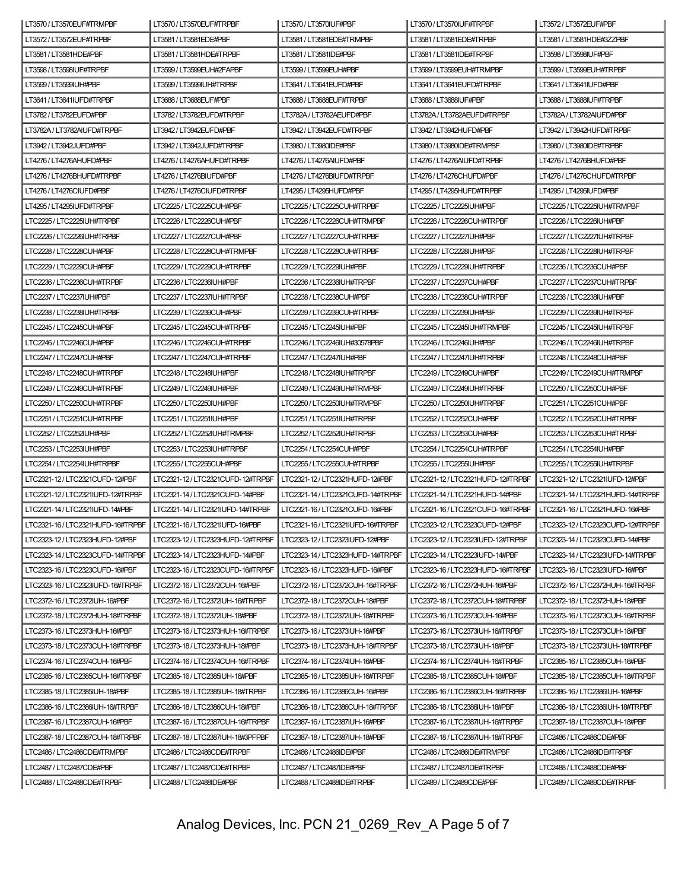| | | | | |
|---|---|---|---|---|
| LT3570 / LT3570EUF#TRMPBF | LT3570 / LT3570EUF#TRPBF | LT3570 / LT3570IUF#PBF | LT3570 / LT3570IUF#TRPBF | LT3572 / LT3572EUF#PBF |
| LT3572 / LT3572EUF#TRPBF | LT3581 / LT3581EDE#PBF | LT3581 / LT3581EDE#TRMPBF | LT3581 / LT3581EDE#TRPBF | LT3581 / LT3581HDE#3ZZPBF |
| LT3581 / LT3581HDE#PBF | LT3581 / LT3581HDE#TRPBF | LT3581 / LT3581IDE#PBF | LT3581 / LT3581IDE#TRPBF | LT3598 / LT3598IUF#PBF |
| LT3598 / LT3598IUF#TRPBF | LT3599 / LT3599EUH#2FAPBF | LT3599 / LT3599EUH#PBF | LT3599 / LT3599EUH#TRMPBF | LT3599 / LT3599EUH#TRPBF |
| LT3599 / LT3599IUH#PBF | LT3599 / LT3599IUH#TRPBF | LT3641 / LT3641EUFD#PBF | LT3641 / LT3641EUFD#TRPBF | LT3641 / LT3641IUFD#PBF |
| LT3641 / LT3641IUFD#TRPBF | LT3688 / LT3688EUF#PBF | LT3688 / LT3688EUF#TRPBF | LT3688 / LT3688IUF#PBF | LT3688 / LT3688IUF#TRPBF |
| LT3782 / LT3782EUFD#PBF | LT3782 / LT3782EUFD#TRPBF | LT3782A / LT3782AEUFD#PBF | LT3782A / LT3782AEUFD#TRPBF | LT3782A / LT3782AIUFD#PBF |
| LT3782A / LT3782AIUFD#TRPBF | LT3942 / LT3942EUFD#PBF | LT3942 / LT3942EUFD#TRPBF | LT3942 / LT3942HUFD#PBF | LT3942 / LT3942HUFD#TRPBF |
| LT3942 / LT3942JUFD#PBF | LT3942 / LT3942JUFD#TRPBF | LT3980 / LT3980IDE#PBF | LT3980 / LT3980IDE#TRMPBF | LT3980 / LT3980IDE#TRPBF |
| LT4276 / LT4276AHUFD#PBF | LT4276 / LT4276AHUFD#TRPBF | LT4276 / LT4276AIUFD#PBF | LT4276 / LT4276AIUFD#TRPBF | LT4276 / LT4276BHUFD#PBF |
| LT4276 / LT4276BHUFD#TRPBF | LT4276 / LT4276BIUFD#PBF | LT4276 / LT4276BIUFD#TRPBF | LT4276 / LT4276CHUFD#PBF | LT4276 / LT4276CHUFD#TRPBF |
| LT4276 / LT4276CIUFD#PBF | LT4276 / LT4276CIUFD#TRPBF | LT4295 / LT4295HUFD#PBF | LT4295 / LT4295HUFD#TRPBF | LT4295 / LT4295IUFD#PBF |
| LT4295 / LT4295IUFD#TRPBF | LTC2225 / LTC2225CUH#PBF | LTC2225 / LTC2225CUH#TRPBF | LTC2225 / LTC2225IUH#PBF | LTC2225 / LTC2225IUH#TRMPBF |
| LTC2225 / LTC2225IUH#TRPBF | LTC2226 / LTC2226CUH#PBF | LTC2226 / LTC2226CUH#TRMPBF | LTC2226 / LTC2226CUH#TRPBF | LTC2226 / LTC2226IUH#PBF |
| LTC2226 / LTC2226IUH#TRPBF | LTC2227 / LTC2227CUH#PBF | LTC2227 / LTC2227CUH#TRPBF | LTC2227 / LTC2227IUH#PBF | LTC2227 / LTC2227IUH#TRPBF |
| LTC2228 / LTC2228CUH#PBF | LTC2228 / LTC2228CUH#TRMPBF | LTC2228 / LTC2228CUH#TRPBF | LTC2228 / LTC2228IUH#PBF | LTC2228 / LTC2228IUH#TRPBF |
| LTC2229 / LTC2229CUH#PBF | LTC2229 / LTC2229CUH#TRPBF | LTC2229 / LTC2229IUH#PBF | LTC2229 / LTC2229IUH#TRPBF | LTC2236 / LTC2236CUH#PBF |
| LTC2236 / LTC2236CUH#TRPBF | LTC2236 / LTC2236IUH#PBF | LTC2236 / LTC2236IUH#TRPBF | LTC2237 / LTC2237CUH#PBF | LTC2237 / LTC2237CUH#TRPBF |
| LTC2237 / LTC2237IUH#PBF | LTC2237 / LTC2237IUH#TRPBF | LTC2238 / LTC2238CUH#PBF | LTC2238 / LTC2238CUH#TRPBF | LTC2238 / LTC2238IUH#PBF |
| LTC2238 / LTC2238IUH#TRPBF | LTC2239 / LTC2239CUH#PBF | LTC2239 / LTC2239CUH#TRPBF | LTC2239 / LTC2239IUH#PBF | LTC2239 / LTC2239IUH#TRPBF |
| LTC2245 / LTC2245CUH#PBF | LTC2245 / LTC2245CUH#TRPBF | LTC2245 / LTC2245IUH#PBF | LTC2245 / LTC2245IUH#TRMPBF | LTC2245 / LTC2245IUH#TRPBF |
| LTC2246 / LTC2246CUH#PBF | LTC2246 / LTC2246CUH#TRPBF | LTC2246 / LTC2246IUH#30578PBF | LTC2246 / LTC2246IUH#PBF | LTC2246 / LTC2246IUH#TRPBF |
| LTC2247 / LTC2247CUH#PBF | LTC2247 / LTC2247CUH#TRPBF | LTC2247 / LTC2247IUH#PBF | LTC2247 / LTC2247IUH#TRPBF | LTC2248 / LTC2248CUH#PBF |
| LTC2248 / LTC2248CUH#TRPBF | LTC2248 / LTC2248IUH#PBF | LTC2248 / LTC2248IUH#TRPBF | LTC2249 / LTC2249CUH#PBF | LTC2249 / LTC2249CUH#TRMPBF |
| LTC2249 / LTC2249CUH#TRPBF | LTC2249 / LTC2249IUH#PBF | LTC2249 / LTC2249IUH#TRMPBF | LTC2249 / LTC2249IUH#TRPBF | LTC2250 / LTC2250CUH#PBF |
| LTC2250 / LTC2250CUH#TRPBF | LTC2250 / LTC2250IUH#PBF | LTC2250 / LTC2250IUH#TRMPBF | LTC2250 / LTC2250IUH#TRPBF | LTC2251 / LTC2251CUH#PBF |
| LTC2251 / LTC2251CUH#TRPBF | LTC2251 / LTC2251IUH#PBF | LTC2251 / LTC2251IUH#TRPBF | LTC2252 / LTC2252CUH#PBF | LTC2252 / LTC2252CUH#TRPBF |
| LTC2252 / LTC2252IUH#PBF | LTC2252 / LTC2252IUH#TRMPBF | LTC2252 / LTC2252IUH#TRPBF | LTC2253 / LTC2253CUH#PBF | LTC2253 / LTC2253CUH#TRPBF |
| LTC2253 / LTC2253IUH#PBF | LTC2253 / LTC2253IUH#TRPBF | LTC2254 / LTC2254CUH#PBF | LTC2254 / LTC2254CUH#TRPBF | LTC2254 / LTC2254IUH#PBF |
| LTC2254 / LTC2254IUH#TRPBF | LTC2255 / LTC2255CUH#PBF | LTC2255 / LTC2255CUH#TRPBF | LTC2255 / LTC2255IUH#PBF | LTC2255 / LTC2255IUH#TRPBF |
| LTC2321-12 / LTC2321CUFD-12#PBF | LTC2321-12 / LTC2321CUFD-12#TRPBF | LTC2321-12 / LTC2321HUFD-12#PBF | LTC2321-12 / LTC2321HUFD-12#TRPBF | LTC2321-12 / LTC2321IUFD-12#PBF |
| LTC2321-12 / LTC2321IUFD-12#TRPBF | LTC2321-14 / LTC2321CUFD-14#PBF | LTC2321-14 / LTC2321CUFD-14#TRPBF | LTC2321-14 / LTC2321HUFD-14#PBF | LTC2321-14 / LTC2321HUFD-14#TRPBF |
| LTC2321-14 / LTC2321IUFD-14#PBF | LTC2321-14 / LTC2321IUFD-14#TRPBF | LTC2321-16 / LTC2321CUFD-16#PBF | LTC2321-16 / LTC2321CUFD-16#TRPBF | LTC2321-16 / LTC2321HUFD-16#PBF |
| LTC2321-16 / LTC2321HUFD-16#TRPBF | LTC2321-16 / LTC2321IUFD-16#PBF | LTC2321-16 / LTC2321IUFD-16#TRPBF | LTC2323-12 / LTC2323CUFD-12#PBF | LTC2323-12 / LTC2323CUFD-12#TRPBF |
| LTC2323-12 / LTC2323HUFD-12#PBF | LTC2323-12 / LTC2323HUFD-12#TRPBF | LTC2323-12 / LTC2323IUFD-12#PBF | LTC2323-12 / LTC2323IUFD-12#TRPBF | LTC2323-14 / LTC2323CUFD-14#PBF |
| LTC2323-14 / LTC2323CUFD-14#TRPBF | LTC2323-14 / LTC2323HUFD-14#PBF | LTC2323-14 / LTC2323HUFD-14#TRPBF | LTC2323-14 / LTC2323IUFD-14#PBF | LTC2323-14 / LTC2323IUFD-14#TRPBF |
| LTC2323-16 / LTC2323CUFD-16#PBF | LTC2323-16 / LTC2323CUFD-16#TRPBF | LTC2323-16 / LTC2323HUFD-16#PBF | LTC2323-16 / LTC2323HUFD-16#TRPBF | LTC2323-16 / LTC2323IUFD-16#PBF |
| LTC2323-16 / LTC2323IUFD-16#TRPBF | LTC2372-16 / LTC2372CUH-16#PBF | LTC2372-16 / LTC2372CUH-16#TRPBF | LTC2372-16 / LTC2372HUH-16#PBF | LTC2372-16 / LTC2372HUH-16#TRPBF |
| LTC2372-16 / LTC2372IUH-16#PBF | LTC2372-16 / LTC2372IUH-16#TRPBF | LTC2372-18 / LTC2372CUH-18#PBF | LTC2372-18 / LTC2372CUH-18#TRPBF | LTC2372-18 / LTC2372HUH-18#PBF |
| LTC2372-18 / LTC2372HUH-18#TRPBF | LTC2372-18 / LTC2372IUH-18#PBF | LTC2372-18 / LTC2372IUH-18#TRPBF | LTC2373-16 / LTC2373CUH-16#PBF | LTC2373-16 / LTC2373CUH-16#TRPBF |
| LTC2373-16 / LTC2373HUH-16#PBF | LTC2373-16 / LTC2373HUH-16#TRPBF | LTC2373-16 / LTC2373IUH-16#PBF | LTC2373-16 / LTC2373IUH-16#TRPBF | LTC2373-18 / LTC2373CUH-18#PBF |
| LTC2373-18 / LTC2373CUH-18#TRPBF | LTC2373-18 / LTC2373HUH-18#PBF | LTC2373-18 / LTC2373HUH-18#TRPBF | LTC2373-18 / LTC2373IUH-18#PBF | LTC2373-18 / LTC2373IUH-18#TRPBF |
| LTC2374-16 / LTC2374CUH-16#PBF | LTC2374-16 / LTC2374CUH-16#TRPBF | LTC2374-16 / LTC2374IUH-16#PBF | LTC2374-16 / LTC2374IUH-16#TRPBF | LTC2385-16 / LTC2385CUH-16#PBF |
| LTC2385-16 / LTC2385CUH-16#TRPBF | LTC2385-16 / LTC2385IUH-16#PBF | LTC2385-16 / LTC2385IUH-16#TRPBF | LTC2385-18 / LTC2385CUH-18#PBF | LTC2385-18 / LTC2385CUH-18#TRPBF |
| LTC2385-18 / LTC2385IUH-18#PBF | LTC2385-18 / LTC2385IUH-18#TRPBF | LTC2386-16 / LTC2386CUH-16#PBF | LTC2386-16 / LTC2386CUH-16#TRPBF | LTC2386-16 / LTC2386IUH-16#PBF |
| LTC2386-16 / LTC2386IUH-16#TRPBF | LTC2386-18 / LTC2386CUH-18#PBF | LTC2386-18 / LTC2386CUH-18#TRPBF | LTC2386-18 / LTC2386IUH-18#PBF | LTC2386-18 / LTC2386IUH-18#TRPBF |
| LTC2387-16 / LTC2387CUH-16#PBF | LTC2387-16 / LTC2387CUH-16#TRPBF | LTC2387-16 / LTC2387IUH-16#PBF | LTC2387-16 / LTC2387IUH-16#TRPBF | LTC2387-18 / LTC2387CUH-18#PBF |
| LTC2387-18 / LTC2387CUH-18#TRPBF | LTC2387-18 / LTC2387IUH-18#3PFPBF | LTC2387-18 / LTC2387IUH-18#PBF | LTC2387-18 / LTC2387IUH-18#TRPBF | LTC2486 / LTC2486CDE#PBF |
| LTC2486 / LTC2486CDE#TRMPBF | LTC2486 / LTC2486CDE#TRPBF | LTC2486 / LTC2486IDE#PBF | LTC2486 / LTC2486IDE#TRMPBF | LTC2486 / LTC2486IDE#TRPBF |
| LTC2487 / LTC2487CDE#PBF | LTC2487 / LTC2487CDE#TRPBF | LTC2487 / LTC2487IDE#PBF | LTC2487 / LTC2487IDE#TRPBF | LTC2488 / LTC2488CDE#PBF |
| LTC2488 / LTC2488CDE#TRPBF | LTC2488 / LTC2488IDE#PBF | LTC2488 / LTC2488IDE#TRPBF | LTC2489 / LTC2489CDE#PBF | LTC2489 / LTC2489CDE#TRPBF |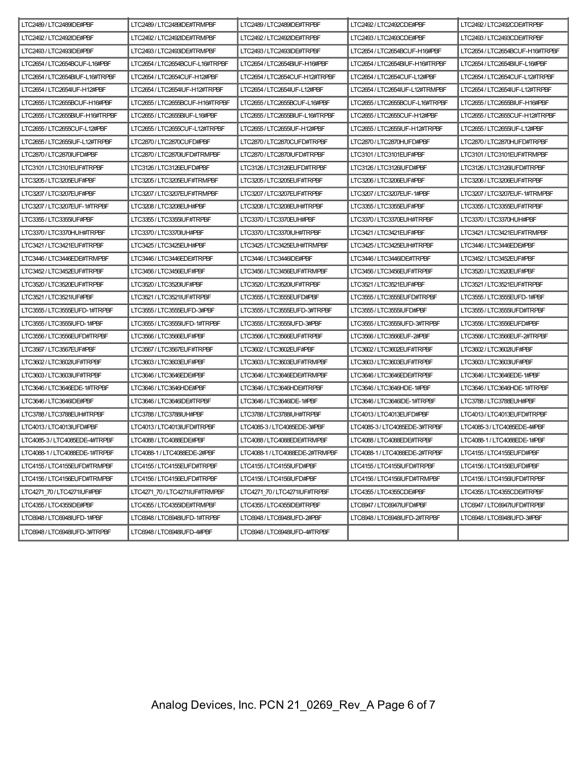| | | | | |
|---|---|---|---|---|
| LTC2489 / LTC2489IDE#PBF | LTC2489 / LTC2489IDE#TRMPBF | LTC2489 / LTC2489IDE#TRPBF | LTC2492 / LTC2492CDE#PBF | LTC2492 / LTC2492CDE#TRPBF |
| LTC2492 / LTC2492IDE#PBF | LTC2492 / LTC2492IDE#TRMPBF | LTC2492 / LTC2492IDE#TRPBF | LTC2493 / LTC2493CDE#PBF | LTC2493 / LTC2493CDE#TRPBF |
| LTC2493 / LTC2493IDE#PBF | LTC2493 / LTC2493IDE#TRMPBF | LTC2493 / LTC2493IDE#TRPBF | LTC2654 / LTC2654BCUF-H16#PBF | LTC2654 / LTC2654BCUF-H16#TRPBF |
| LTC2654 / LTC2654BCUF-L16#PBF | LTC2654 / LTC2654BCUF-L16#TRPBF | LTC2654 / LTC2654BIUF-H16#PBF | LTC2654 / LTC2654BIUF-H16#TRPBF | LTC2654 / LTC2654BIUF-L16#PBF |
| LTC2654 / LTC2654BIUF-L16#TRPBF | LTC2654 / LTC2654CUF-H12#PBF | LTC2654 / LTC2654CUF-H12#TRPBF | LTC2654 / LTC2654CUF-L12#PBF | LTC2654 / LTC2654CUF-L12#TRPBF |
| LTC2654 / LTC2654IUF-H12#PBF | LTC2654 / LTC2654IUF-H12#TRPBF | LTC2654 / LTC2654IUF-L12#PBF | LTC2654 / LTC2654IUF-L12#TRMPBF | LTC2654 / LTC2654IUF-L12#TRPBF |
| LTC2655 / LTC2655BCUF-H16#PBF | LTC2655 / LTC2655BCUF-H16#TRPBF | LTC2655 / LTC2655BCUF-L16#PBF | LTC2655 / LTC2655BCUF-L16#TRPBF | LTC2655 / LTC2655BIUF-H16#PBF |
| LTC2655 / LTC2655BIUF-H16#TRPBF | LTC2655 / LTC2655BIUF-L16#PBF | LTC2655 / LTC2655BIUF-L16#TRPBF | LTC2655 / LTC2655CUF-H12#PBF | LTC2655 / LTC2655CUF-H12#TRPBF |
| LTC2655 / LTC2655CUF-L12#PBF | LTC2655 / LTC2655CUF-L12#TRPBF | LTC2655 / LTC2655IUF-H12#PBF | LTC2655 / LTC2655IUF-H12#TRPBF | LTC2655 / LTC2655IUF-L12#PBF |
| LTC2655 / LTC2655IUF-L12#TRPBF | LTC2870 / LTC2870CUFD#PBF | LTC2870 / LTC2870CUFD#TRPBF | LTC2870 / LTC2870HUFD#PBF | LTC2870 / LTC2870HUFD#TRPBF |
| LTC2870 / LTC2870IUFD#PBF | LTC2870 / LTC2870IUFD#TRMPBF | LTC2870 / LTC2870IUFD#TRPBF | LTC3101 / LTC3101EUF#PBF | LTC3101 / LTC3101EUF#TRMPBF |
| LTC3101 / LTC3101EUF#TRPBF | LTC3126 / LTC3126EUFD#PBF | LTC3126 / LTC3126EUFD#TRPBF | LTC3126 / LTC3126IUFD#PBF | LTC3126 / LTC3126IUFD#TRPBF |
| LTC3205 / LTC3205EUF#PBF | LTC3205 / LTC3205EUF#TRMPBF | LTC3205 / LTC3205EUF#TRPBF | LTC3206 / LTC3206EUF#PBF | LTC3206 / LTC3206EUF#TRPBF |
| LTC3207 / LTC3207EUF#PBF | LTC3207 / LTC3207EUF#TRMPBF | LTC3207 / LTC3207EUF#TRPBF | LTC3207 / LTC3207EUF-1#PBF | LTC3207 / LTC3207EUF-1#TRMPBF |
| LTC3207 / LTC3207EUF-1#TRPBF | LTC3208 / LTC3208EUH#PBF | LTC3208 / LTC3208EUH#TRPBF | LTC3355 / LTC3355EUF#PBF | LTC3355 / LTC3355EUF#TRPBF |
| LTC3355 / LTC3355IUF#PBF | LTC3355 / LTC3355IUF#TRPBF | LTC3370 / LTC3370EUH#PBF | LTC3370 / LTC3370EUH#TRPBF | LTC3370 / LTC3370HUH#PBF |
| LTC3370 / LTC3370HUH#TRPBF | LTC3370 / LTC3370IUH#PBF | LTC3370 / LTC3370IUH#TRPBF | LTC3421 / LTC3421EUF#PBF | LTC3421 / LTC3421EUF#TRMPBF |
| LTC3421 / LTC3421EUF#TRPBF | LTC3425 / LTC3425EUH#PBF | LTC3425 / LTC3425EUH#TRMPBF | LTC3425 / LTC3425EUH#TRPBF | LTC3446 / LTC3446EDE#PBF |
| LTC3446 / LTC3446EDE#TRMPBF | LTC3446 / LTC3446EDE#TRPBF | LTC3446 / LTC3446IDE#PBF | LTC3446 / LTC3446IDE#TRPBF | LTC3452 / LTC3452EUF#PBF |
| LTC3452 / LTC3452EUF#TRPBF | LTC3456 / LTC3456EUF#PBF | LTC3456 / LTC3456EUF#TRMPBF | LTC3456 / LTC3456EUF#TRPBF | LTC3520 / LTC3520EUF#PBF |
| LTC3520 / LTC3520EUF#TRPBF | LTC3520 / LTC3520IUF#PBF | LTC3520 / LTC3520IUF#TRPBF | LTC3521 / LTC3521EUF#PBF | LTC3521 / LTC3521EUF#TRPBF |
| LTC3521 / LTC3521IUF#PBF | LTC3521 / LTC3521IUF#TRPBF | LTC3555 / LTC3555EUFD#PBF | LTC3555 / LTC3555EUFD#TRPBF | LTC3555 / LTC3555EUFD-1#PBF |
| LTC3555 / LTC3555EUFD-1#TRPBF | LTC3555 / LTC3555EUFD-3#PBF | LTC3555 / LTC3555EUFD-3#TRPBF | LTC3555 / LTC3555IUFD#PBF | LTC3555 / LTC3555IUFD#TRPBF |
| LTC3555 / LTC3555IUFD-1#PBF | LTC3555 / LTC3555IUFD-1#TRPBF | LTC3555 / LTC3555IUFD-3#PBF | LTC3555 / LTC3555IUFD-3#TRPBF | LTC3556 / LTC3556EUFD#PBF |
| LTC3556 / LTC3556EUFD#TRPBF | LTC3566 / LTC3566EUF#PBF | LTC3566 / LTC3566EUF#TRPBF | LTC3566 / LTC3566EUF-2#PBF | LTC3566 / LTC3566EUF-2#TRPBF |
| LTC3567 / LTC3567EUF#PBF | LTC3567 / LTC3567EUF#TRPBF | LTC3602 / LTC3602EUF#PBF | LTC3602 / LTC3602EUF#TRPBF | LTC3602 / LTC3602IUF#PBF |
| LTC3602 / LTC3602IUF#TRPBF | LTC3603 / LTC3603EUF#PBF | LTC3603 / LTC3603EUF#TRMPBF | LTC3603 / LTC3603EUF#TRPBF | LTC3603 / LTC3603IUF#PBF |
| LTC3603 / LTC3603IUF#TRPBF | LTC3646 / LTC3646EDE#PBF | LTC3646 / LTC3646EDE#TRMPBF | LTC3646 / LTC3646EDE#TRPBF | LTC3646 / LTC3646EDE-1#PBF |
| LTC3646 / LTC3646EDE-1#TRPBF | LTC3646 / LTC3646HDE#PBF | LTC3646 / LTC3646HDE#TRPBF | LTC3646 / LTC3646HDE-1#PBF | LTC3646 / LTC3646HDE-1#TRPBF |
| LTC3646 / LTC3646IDE#PBF | LTC3646 / LTC3646IDE#TRPBF | LTC3646 / LTC3646IDE-1#PBF | LTC3646 / LTC3646IDE-1#TRPBF | LTC3788 / LTC3788EUH#PBF |
| LTC3788 / LTC3788EUH#TRPBF | LTC3788 / LTC3788IUH#PBF | LTC3788 / LTC3788IUH#TRPBF | LTC4013 / LTC4013EUFD#PBF | LTC4013 / LTC4013EUFD#TRPBF |
| LTC4013 / LTC4013IUFD#PBF | LTC4013 / LTC4013IUFD#TRPBF | LTC4085-3 / LTC4085EDE-3#PBF | LTC4085-3 / LTC4085EDE-3#TRPBF | LTC4085-3 / LTC4085EDE-4#PBF |
| LTC4085-3 / LTC4085EDE-4#TRPBF | LTC4088 / LTC4088EDE#PBF | LTC4088 / LTC4088EDE#TRMPBF | LTC4088 / LTC4088EDE#TRPBF | LTC4088-1 / LTC4088EDE-1#PBF |
| LTC4088-1 / LTC4088EDE-1#TRPBF | LTC4088-1 / LTC4088EDE-2#PBF | LTC4088-1 / LTC4088EDE-2#TRMPBF | LTC4088-1 / LTC4088EDE-2#TRPBF | LTC4155 / LTC4155EUFD#PBF |
| LTC4155 / LTC4155EUFD#TRMPBF | LTC4155 / LTC4155EUFD#TRPBF | LTC4155 / LTC4155IUFD#PBF | LTC4155 / LTC4155IUFD#TRPBF | LTC4156 / LTC4156EUFD#PBF |
| LTC4156 / LTC4156EUFD#TRMPBF | LTC4156 / LTC4156EUFD#TRPBF | LTC4156 / LTC4156IUFD#PBF | LTC4156 / LTC4156IUFD#TRMPBF | LTC4156 / LTC4156IUFD#TRPBF |
| LTC4271_70 / LTC4271IUF#PBF | LTC4271_70 / LTC4271IUF#TRMPBF | LTC4271_70 / LTC4271IUF#TRPBF | LTC4355 / LTC4355CDE#PBF | LTC4355 / LTC4355CDE#TRPBF |
| LTC4355 / LTC4355IDE#PBF | LTC4355 / LTC4355IDE#TRMPBF | LTC4355 / LTC4355IDE#TRPBF | LTC6947 / LTC6947IUFD#PBF | LTC6947 / LTC6947IUFD#TRPBF |
| LTC6948 / LTC6948IUFD-1#PBF | LTC6948 / LTC6948IUFD-1#TRPBF | LTC6948 / LTC6948IUFD-2#PBF | LTC6948 / LTC6948IUFD-2#TRPBF | LTC6948 / LTC6948IUFD-3#PBF |
| LTC6948 / LTC6948IUFD-3#TRPBF | LTC6948 / LTC6948IUFD-4#PBF | LTC6948 / LTC6948IUFD-4#TRPBF | | |

Analog Devices, Inc. PCN 21_0269_Rev_A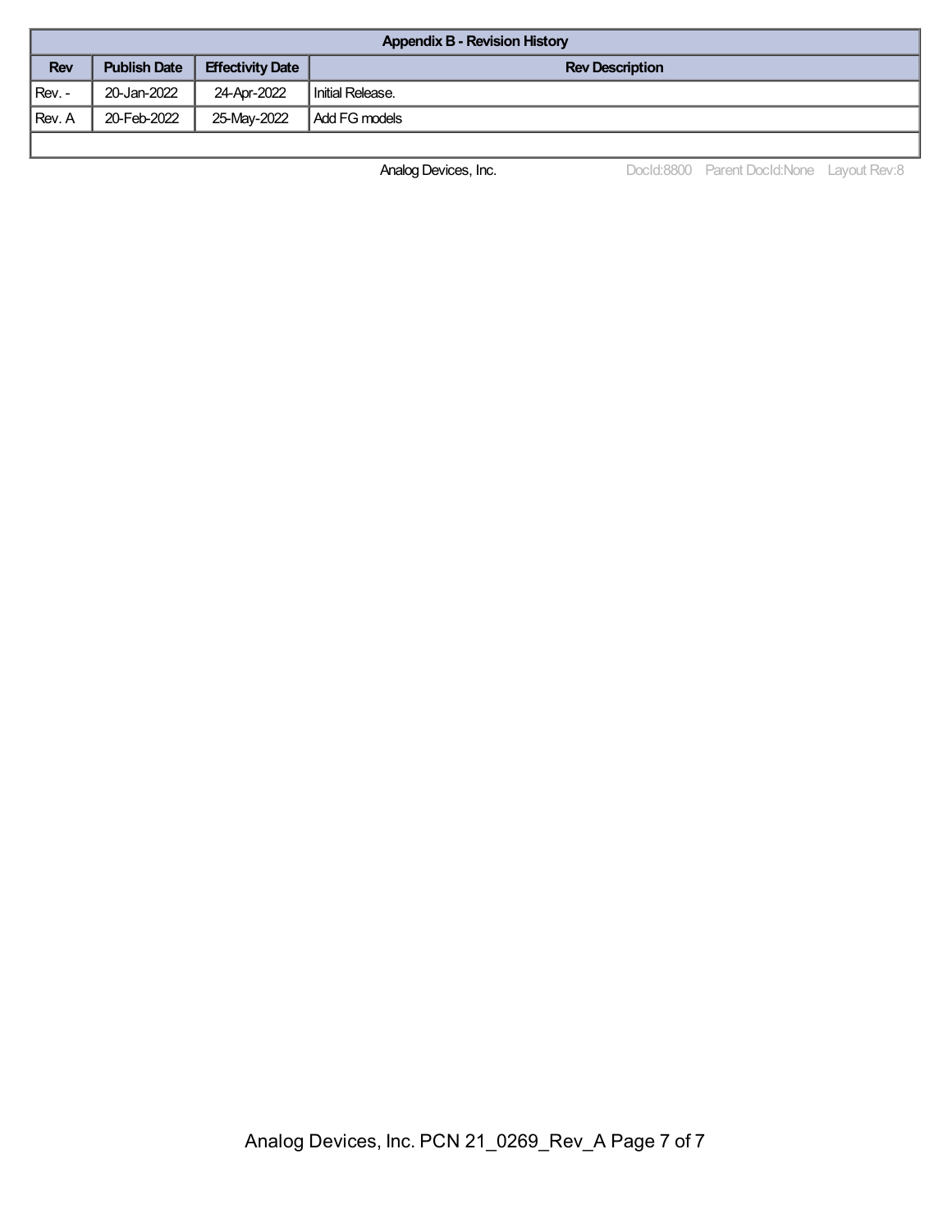## Appendix B - Revision History

| Rev | Publish Date | Effectivity Date | Rev Description |
|---|---|---|---|
| Rev. - | 20-Jan-2022 | 24-Apr-2022 | Initial Release. |
| Rev. A | 20-Feb-2022 | 25-May-2022 | Add FG models |

Analog Devices, Inc. DocId:8800 Parent DocId:None Layout Rev:8